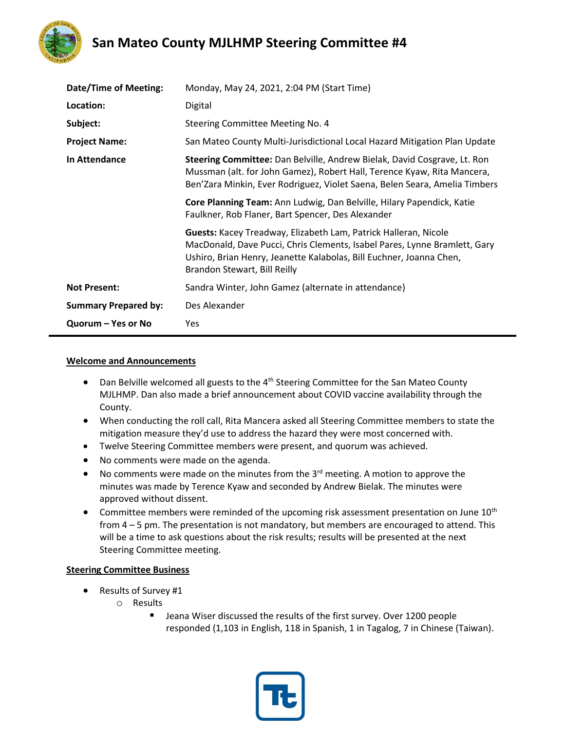# San Mateo County MJLHMP Steering Committee #4

| | |
|---|---|
| **Date/Time of Meeting:** | Monday, May 24, 2021, 2:04 PM (Start Time) |
| **Location:** | Digital |
| **Subject:** | Steering Committee Meeting No. 4 |
| **Project Name:** | San Mateo County Multi-Jurisdictional Local Hazard Mitigation Plan Update |
| **In Attendance** | **Steering Committee:** Dan Belville, Andrew Bielak, David Cosgrave, Lt. Ron Mussman (alt. for John Gamez), Robert Hall, Terence Kyaw, Rita Mancera, Ben'Zara Minkin, Ever Rodriguez, Violet Saena, Belen Seara, Amelia Timbers |
| | **Core Planning Team:** Ann Ludwig, Dan Belville, Hilary Papendick, Katie Faulkner, Rob Flaner, Bart Spencer, Des Alexander |
| | **Guests:** Kacey Treadway, Elizabeth Lam, Patrick Halleran, Nicole MacDonald, Dave Pucci, Chris Clements, Isabel Pares, Lynne Bramlett, Gary Ushiro, Brian Henry, Jeanette Kalabolas, Bill Euchner, Joanna Chen, Brandon Stewart, Bill Reilly |
| **Not Present:** | Sandra Winter, John Gamez (alternate in attendance) |
| **Summary Prepared by:** | Des Alexander |
| **Quorum – Yes or No** | Yes |

## Welcome and Announcements

- Dan Belville welcomed all guests to the 4th Steering Committee for the San Mateo County MJLHMP. Dan also made a brief announcement about COVID vaccine availability through the County.
- When conducting the roll call, Rita Mancera asked all Steering Committee members to state the mitigation measure they'd use to address the hazard they were most concerned with.
- Twelve Steering Committee members were present, and quorum was achieved.
- No comments were made on the agenda.
- No comments were made on the minutes from the 3rd meeting. A motion to approve the minutes was made by Terence Kyaw and seconded by Andrew Bielak. The minutes were approved without dissent.
- Committee members were reminded of the upcoming risk assessment presentation on June 10th from 4 – 5 pm. The presentation is not mandatory, but members are encouraged to attend. This will be a time to ask questions about the risk results; results will be presented at the next Steering Committee meeting.

## Steering Committee Business

- Results of Survey #1
  - Results
    - Jeana Wiser discussed the results of the first survey. Over 1200 people responded (1,103 in English, 118 in Spanish, 1 in Tagalog, 7 in Chinese (Taiwan).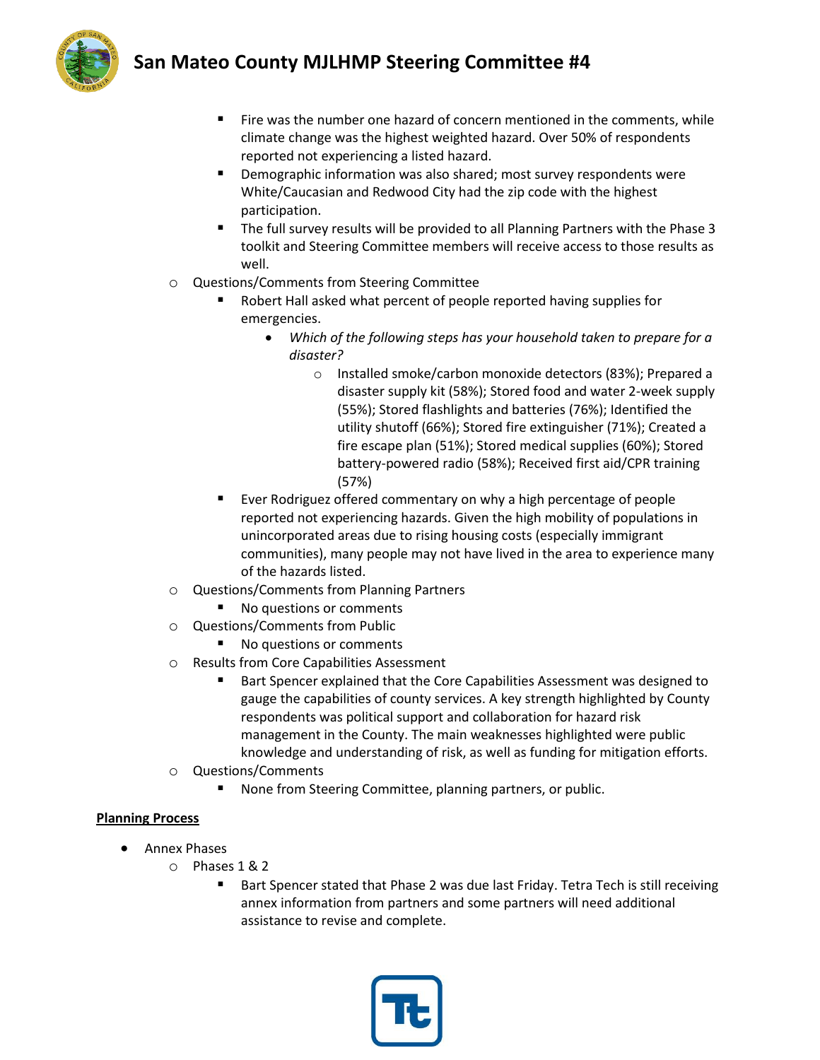- Fire was the number one hazard of concern mentioned in the comments, while climate change was the highest weighted hazard. Over 50% of respondents reported not experiencing a listed hazard.
    - Demographic information was also shared; most survey respondents were White/Caucasian and Redwood City had the zip code with the highest participation.
    - The full survey results will be provided to all Planning Partners with the Phase 3 toolkit and Steering Committee members will receive access to those results as well.
  - Questions/Comments from Steering Committee
    - Robert Hall asked what percent of people reported having supplies for emergencies.
      - *Which of the following steps has your household taken to prepare for a disaster?*
        - Installed smoke/carbon monoxide detectors (83%); Prepared a disaster supply kit (58%); Stored food and water 2-week supply (55%); Stored flashlights and batteries (76%); Identified the utility shutoff (66%); Stored fire extinguisher (71%); Created a fire escape plan (51%); Stored medical supplies (60%); Stored battery-powered radio (58%); Received first aid/CPR training (57%)
    - Ever Rodriguez offered commentary on why a high percentage of people reported not experiencing hazards. Given the high mobility of populations in unincorporated areas due to rising housing costs (especially immigrant communities), many people may not have lived in the area to experience many of the hazards listed.
  - Questions/Comments from Planning Partners
    - No questions or comments
  - Questions/Comments from Public
    - No questions or comments
  - Results from Core Capabilities Assessment
    - Bart Spencer explained that the Core Capabilities Assessment was designed to gauge the capabilities of county services. A key strength highlighted by County respondents was political support and collaboration for hazard risk management in the County. The main weaknesses highlighted were public knowledge and understanding of risk, as well as funding for mitigation efforts.
  - Questions/Comments
    - None from Steering Committee, planning partners, or public.

**Planning Process**

- Annex Phases
  - Phases 1 & 2
    - Bart Spencer stated that Phase 2 was due last Friday. Tetra Tech is still receiving annex information from partners and some partners will need additional assistance to revise and complete.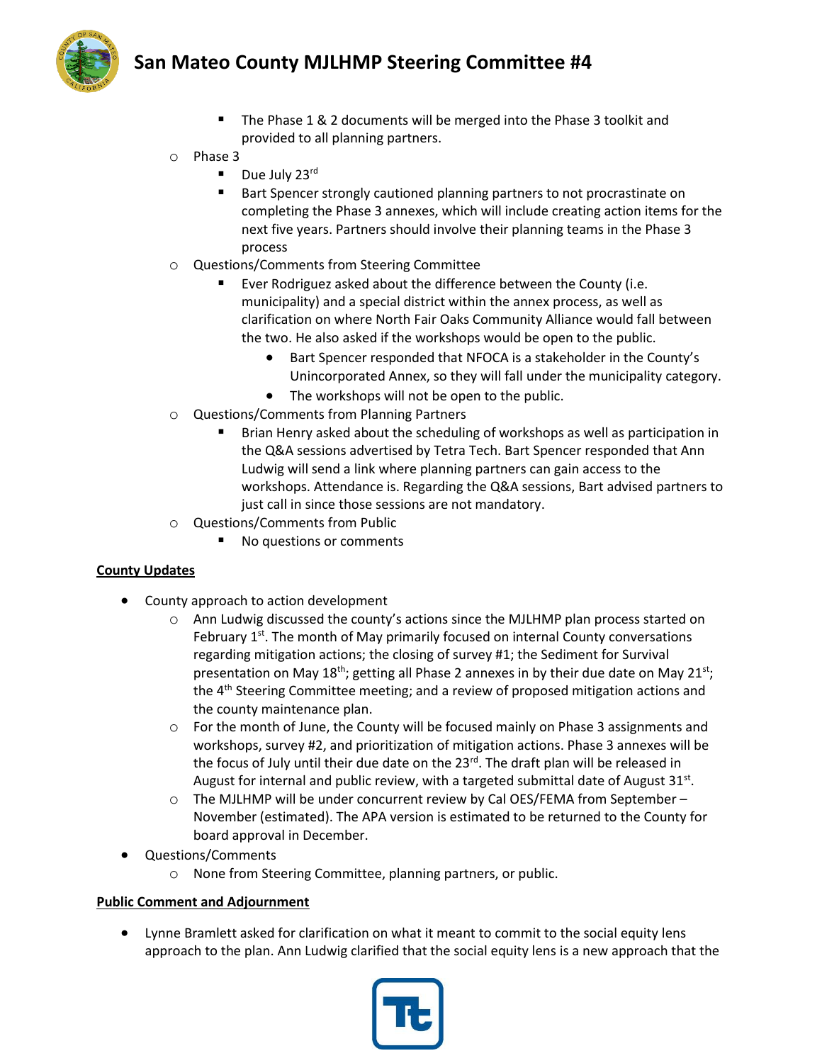- The Phase 1 & 2 documents will be merged into the Phase 3 toolkit and provided to all planning partners.
- Phase 3
  - Due July 23rd
  - Bart Spencer strongly cautioned planning partners to not procrastinate on completing the Phase 3 annexes, which will include creating action items for the next five years. Partners should involve their planning teams in the Phase 3 process
- Questions/Comments from Steering Committee
  - Ever Rodriguez asked about the difference between the County (i.e. municipality) and a special district within the annex process, as well as clarification on where North Fair Oaks Community Alliance would fall between the two. He also asked if the workshops would be open to the public.
    - Bart Spencer responded that NFOCA is a stakeholder in the County's Unincorporated Annex, so they will fall under the municipality category.
    - The workshops will not be open to the public.
- Questions/Comments from Planning Partners
  - Brian Henry asked about the scheduling of workshops as well as participation in the Q&A sessions advertised by Tetra Tech. Bart Spencer responded that Ann Ludwig will send a link where planning partners can gain access to the workshops. Attendance is. Regarding the Q&A sessions, Bart advised partners to just call in since those sessions are not mandatory.
- Questions/Comments from Public
  - No questions or comments

**County Updates**

- County approach to action development
  - Ann Ludwig discussed the county's actions since the MJLHMP plan process started on February 1st. The month of May primarily focused on internal County conversations regarding mitigation actions; the closing of survey #1; the Sediment for Survival presentation on May 18th; getting all Phase 2 annexes in by their due date on May 21st; the 4th Steering Committee meeting; and a review of proposed mitigation actions and the county maintenance plan.
  - For the month of June, the County will be focused mainly on Phase 3 assignments and workshops, survey #2, and prioritization of mitigation actions. Phase 3 annexes will be the focus of July until their due date on the 23rd. The draft plan will be released in August for internal and public review, with a targeted submittal date of August 31st.
  - The MJLHMP will be under concurrent review by Cal OES/FEMA from September – November (estimated). The APA version is estimated to be returned to the County for board approval in December.
- Questions/Comments
  - None from Steering Committee, planning partners, or public.

**Public Comment and Adjournment**

- Lynne Bramlett asked for clarification on what it meant to commit to the social equity lens approach to the plan. Ann Ludwig clarified that the social equity lens is a new approach that the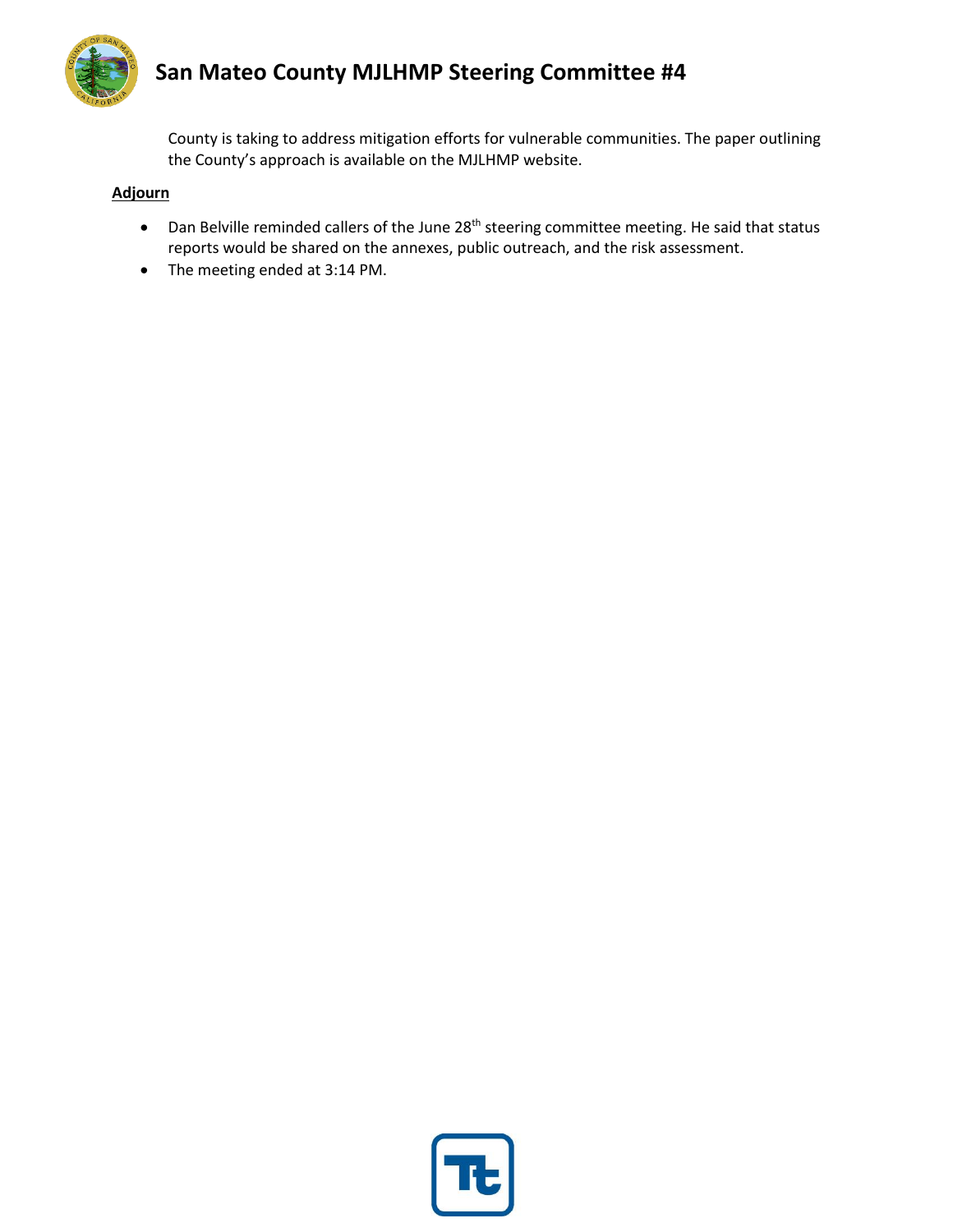County is taking to address mitigation efforts for vulnerable communities. The paper outlining the County's approach is available on the MJLHMP website.

**Adjourn**

- Dan Belville reminded callers of the June 28th steering committee meeting. He said that status reports would be shared on the annexes, public outreach, and the risk assessment.
- The meeting ended at 3:14 PM.